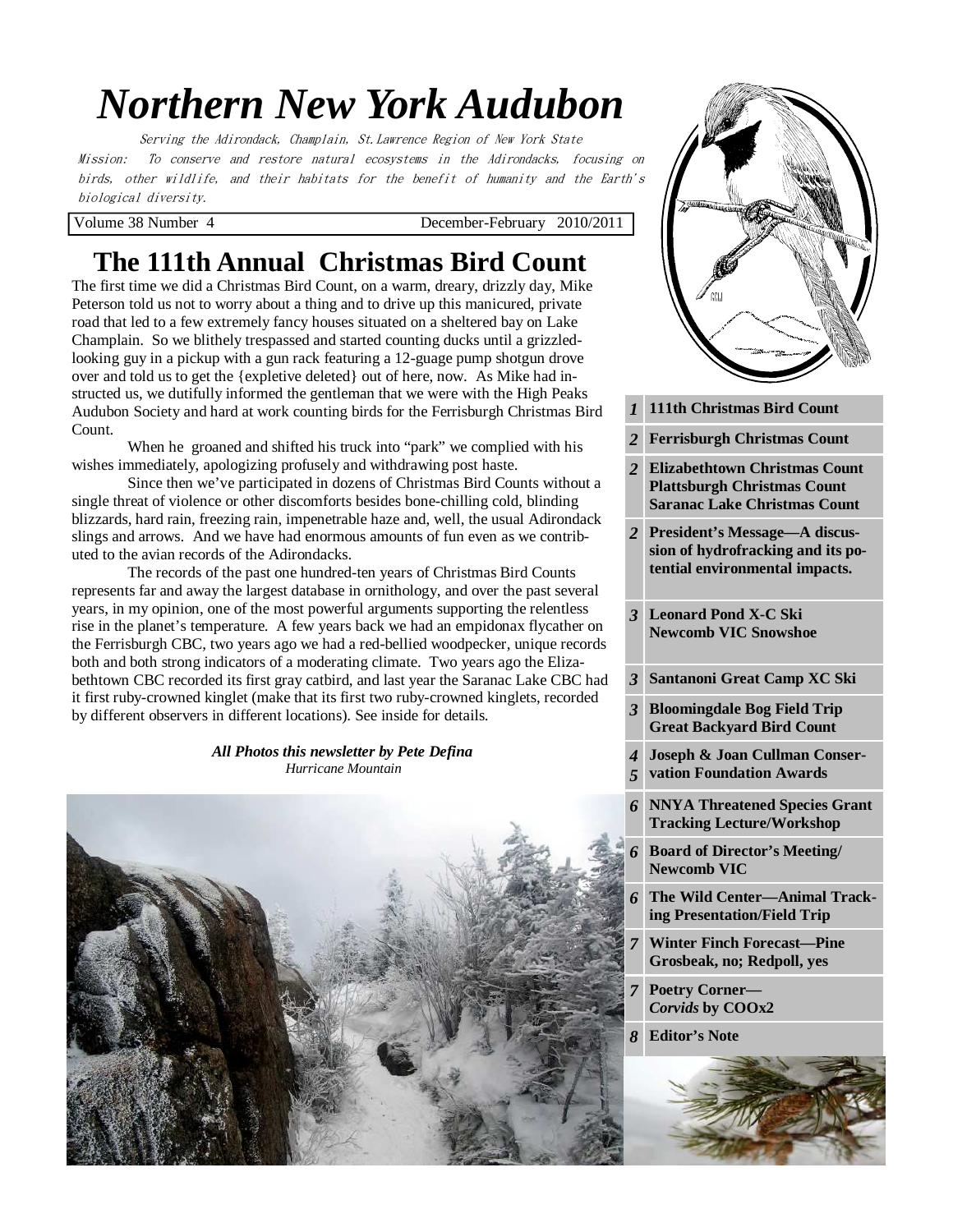# Northern New York Audubon

Serving the Adirondack, Champlain, St.Lawrence Region of New York State

Mission: To conserve and restore natural ecosystems in the Adirondacks, focusing on birds, other wildlife, and their habitats for the benefit of humanity and the Earth's biological diversity.

Volume 38 Number 4 — December-February 2010/2011

## The 111th Annual Christmas Bird Count

The first time we did a Christmas Bird Count, on a warm, dreary, drizzly day, Mike Peterson told us not to worry about a thing and to drive up this manicured, private road that led to a few extremely fancy houses situated on a sheltered bay on Lake Champlain. So we blithely trespassed and started counting ducks until a grizzled-looking guy in a pickup with a gun rack featuring a 12-guage pump shotgun drove over and told us to get the {expletive deleted} out of here, now. As Mike had instructed us, we dutifully informed the gentleman that we were with the High Peaks Audubon Society and hard at work counting birds for the Ferrisburgh Christmas Bird Count.

When he groaned and shifted his truck into "park" we complied with his wishes immediately, apologizing profusely and withdrawing post haste.

Since then we've participated in dozens of Christmas Bird Counts without a single threat of violence or other discomforts besides bone-chilling cold, blinding blizzards, hard rain, freezing rain, impenetrable haze and, well, the usual Adirondack slings and arrows. And we have had enormous amounts of fun even as we contributed to the avian records of the Adirondacks.

The records of the past one hundred-ten years of Christmas Bird Counts represents far and away the largest database in ornithology, and over the past several years, in my opinion, one of the most powerful arguments supporting the relentless rise in the planet's temperature. A few years back we had an empidonax flycather on the Ferrisburgh CBC, two years ago we had a red-bellied woodpecker, unique records both and both strong indicators of a moderating climate. Two years ago the Elizabethtown CBC recorded its first gray catbird, and last year the Saranac Lake CBC had it first ruby-crowned kinglet (make that its first two ruby-crowned kinglets, recorded by different observers in different locations). See inside for details.

***All Photos this newsletter by Pete Defina***

*Hurricane Mountain*

| Page | Contents |
|---|---|
| 1 | 111th Christmas Bird Count |
| 2 | Ferrisburgh Christmas Count |
| 2 | Elizabethtown Christmas Count<br>Plattsburgh Christmas Count<br>Saranac Lake Christmas Count |
| 2 | President's Message—A discussion of hydrofracking and its potential environmental impacts. |
| 3 | Leonard Pond X-C Ski<br>Newcomb VIC Snowshoe |
| 3 | Santanoni Great Camp XC Ski |
| 3 | Bloomingdale Bog Field Trip<br>Great Backyard Bird Count |
| 4<br>5 | Joseph & Joan Cullman Conservation Foundation Awards |
| 6 | NNYA Threatened Species Grant<br>Tracking Lecture/Workshop |
| 6 | Board of Director's Meeting/<br>Newcomb VIC |
| 6 | The Wild Center—Animal Tracking Presentation/Field Trip |
| 7 | Winter Finch Forecast—Pine Grosbeak, no; Redpoll, yes |
| 7 | Poetry Corner—<br>*Corvids* by COOx2 |
| 8 | Editor's Note |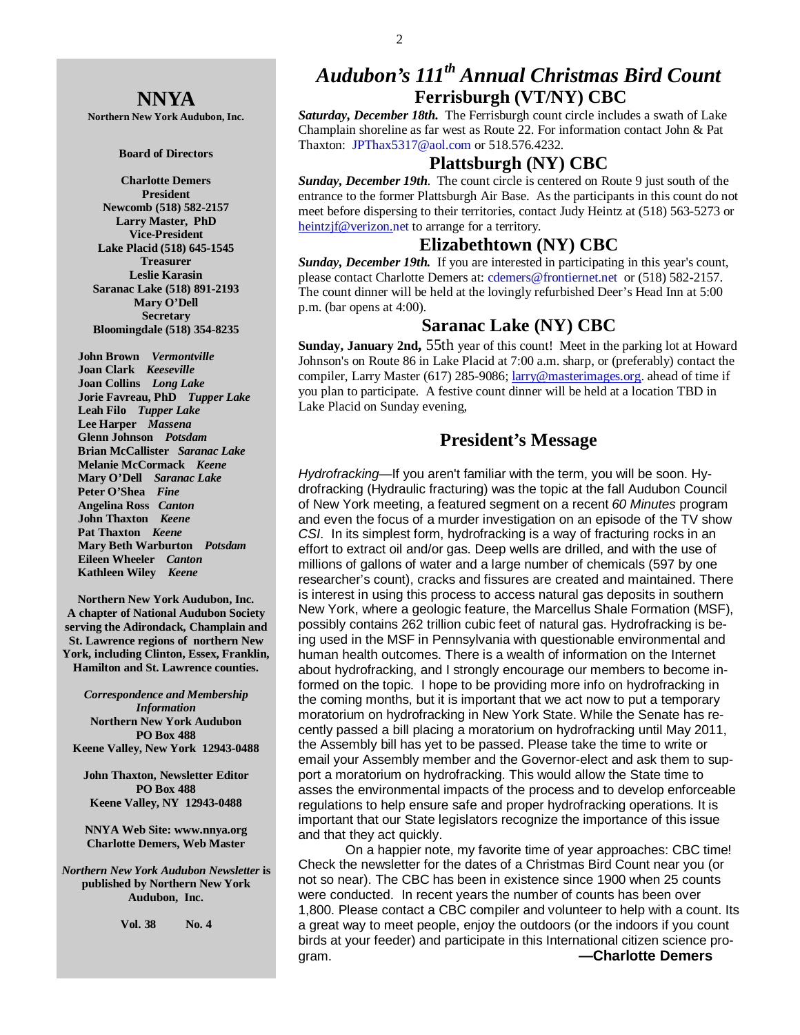## NNYA

**Northern New York Audubon, Inc.**

**Board of Directors**

**Charlotte Demers**
**President**
**Newcomb (518) 582-2157**
**Larry Master, PhD**
**Vice-President**
**Lake Placid (518) 645-1545**
**Treasurer**
**Leslie Karasin**
**Saranac Lake (518) 891-2193**
**Mary O'Dell**
**Secretary**
**Bloomingdale (518) 354-8235**

**John Brown** ***Vermontville***
**Joan Clark** ***Keeseville***
**Joan Collins** ***Long Lake***
**Jorie Favreau, PhD** ***Tupper Lake***
**Leah Filo** ***Tupper Lake***
**Lee Harper** ***Massena***
**Glenn Johnson** ***Potsdam***
**Brian McCallister** ***Saranac Lake***
**Melanie McCormack** ***Keene***
**Mary O'Dell** ***Saranac Lake***
**Peter O'Shea** ***Fine***
**Angelina Ross** ***Canton***
**John Thaxton** ***Keene***
**Pat Thaxton** ***Keene***
**Mary Beth Warburton** ***Potsdam***
**Eileen Wheeler** ***Canton***
**Kathleen Wiley** ***Keene***

**Northern New York Audubon, Inc. A chapter of National Audubon Society serving the Adirondack, Champlain and St. Lawrence regions of northern New York, including Clinton, Essex, Franklin, Hamilton and St. Lawrence counties.**

***Correspondence and Membership Information***
**Northern New York Audubon**
**PO Box 488**
**Keene Valley, New York 12943-0488**

**John Thaxton, Newsletter Editor**
**PO Box 488**
**Keene Valley, NY 12943-0488**

**NNYA Web Site: www.nnya.org**
**Charlotte Demers, Web Master**

***Northern New York Audubon Newsletter*** **is published by Northern New York Audubon, Inc.**

**Vol. 38 No. 4**

# *Audubon's 111th Annual Christmas Bird Count*

## Ferrisburgh (VT/NY) CBC

***Saturday, December 18th.*** The Ferrisburgh count circle includes a swath of Lake Champlain shoreline as far west as Route 22. For information contact John & Pat Thaxton: JPThax5317@aol.com or 518.576.4232.

## Plattsburgh (NY) CBC

***Sunday, December 19th***. The count circle is centered on Route 9 just south of the entrance to the former Plattsburgh Air Base. As the participants in this count do not meet before dispersing to their territories, contact Judy Heintz at (518) 563-5273 or heintzjf@verizon.net to arrange for a territory.

## Elizabethtown (NY) CBC

***Sunday, December 19th.*** If you are interested in participating in this year's count, please contact Charlotte Demers at: cdemers@frontiernet.net or (518) 582-2157. The count dinner will be held at the lovingly refurbished Deer's Head Inn at 5:00 p.m. (bar opens at 4:00).

## Saranac Lake (NY) CBC

**Sunday, January 2nd,** 55th year of this count! Meet in the parking lot at Howard Johnson's on Route 86 in Lake Placid at 7:00 a.m. sharp, or (preferably) contact the compiler, Larry Master (617) 285-9086; larry@masterimages.org. ahead of time if you plan to participate. A festive count dinner will be held at a location TBD in Lake Placid on Sunday evening,

## President's Message

*Hydrofracking*—If you aren't familiar with the term, you will be soon. Hydrofracking (Hydraulic fracturing) was the topic at the fall Audubon Council of New York meeting, a featured segment on a recent *60 Minutes* program and even the focus of a murder investigation on an episode of the TV show *CSI*. In its simplest form, hydrofracking is a way of fracturing rocks in an effort to extract oil and/or gas. Deep wells are drilled, and with the use of millions of gallons of water and a large number of chemicals (597 by one researcher's count), cracks and fissures are created and maintained. There is interest in using this process to access natural gas deposits in southern New York, where a geologic feature, the Marcellus Shale Formation (MSF), possibly contains 262 trillion cubic feet of natural gas. Hydrofracking is being used in the MSF in Pennsylvania with questionable environmental and human health outcomes. There is a wealth of information on the Internet about hydrofracking, and I strongly encourage our members to become informed on the topic. I hope to be providing more info on hydrofracking in the coming months, but it is important that we act now to put a temporary moratorium on hydrofracking in New York State. While the Senate has recently passed a bill placing a moratorium on hydrofracking until May 2011, the Assembly bill has yet to be passed. Please take the time to write or email your Assembly member and the Governor-elect and ask them to support a moratorium on hydrofracking. This would allow the State time to asses the environmental impacts of the process and to develop enforceable regulations to help ensure safe and proper hydrofracking operations. It is important that our State legislators recognize the importance of this issue and that they act quickly.

On a happier note, my favorite time of year approaches: CBC time! Check the newsletter for the dates of a Christmas Bird Count near you (or not so near). The CBC has been in existence since 1900 when 25 counts were conducted. In recent years the number of counts has been over 1,800. Please contact a CBC compiler and volunteer to help with a count. Its a great way to meet people, enjoy the outdoors (or the indoors if you count birds at your feeder) and participate in this International citizen science program.

**—Charlotte Demers**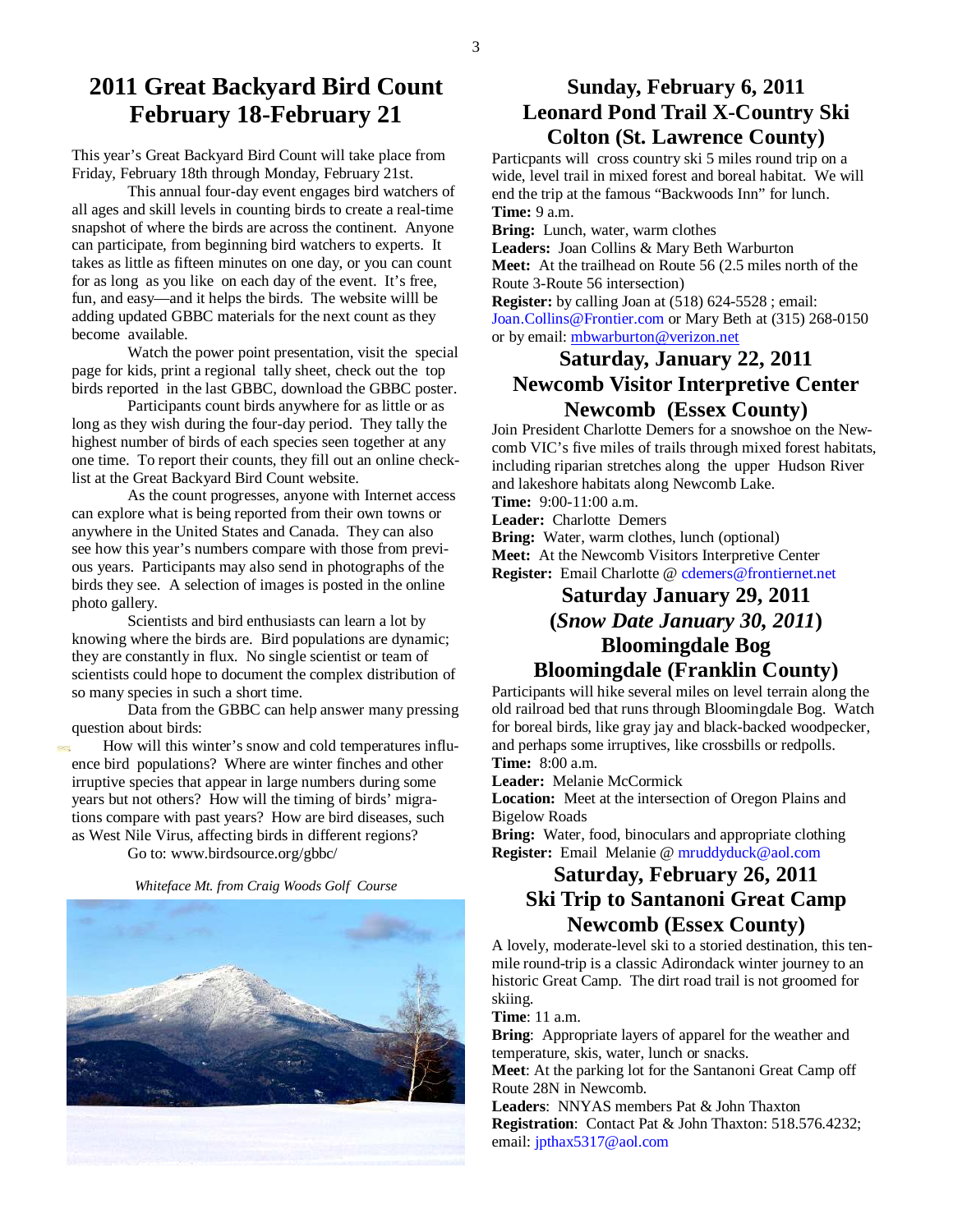# 2011 Great Backyard Bird Count February 18-February 21

This year's Great Backyard Bird Count will take place from Friday, February 18th through Monday, February 21st.

This annual four-day event engages bird watchers of all ages and skill levels in counting birds to create a real-time snapshot of where the birds are across the continent. Anyone can participate, from beginning bird watchers to experts. It takes as little as fifteen minutes on one day, or you can count for as long as you like on each day of the event. It's free, fun, and easy—and it helps the birds. The website willl be adding updated GBBC materials for the next count as they become available.

Watch the power point presentation, visit the special page for kids, print a regional tally sheet, check out the top birds reported in the last GBBC, download the GBBC poster.

Participants count birds anywhere for as little or as long as they wish during the four-day period. They tally the highest number of birds of each species seen together at any one time. To report their counts, they fill out an online checklist at the Great Backyard Bird Count website.

As the count progresses, anyone with Internet access can explore what is being reported from their own towns or anywhere in the United States and Canada. They can also see how this year's numbers compare with those from previous years. Participants may also send in photographs of the birds they see. A selection of images is posted in the online photo gallery.

Scientists and bird enthusiasts can learn a lot by knowing where the birds are. Bird populations are dynamic; they are constantly in flux. No single scientist or team of scientists could hope to document the complex distribution of so many species in such a short time.

Data from the GBBC can help answer many pressing question about birds:

How will this winter's snow and cold temperatures influence bird populations? Where are winter finches and other irruptive species that appear in large numbers during some years but not others? How will the timing of birds' migrations compare with past years? How are bird diseases, such as West Nile Virus, affecting birds in different regions?

Go to: www.birdsource.org/gbbc/

*Whiteface Mt. from Craig Woods Golf Course*

## Sunday, February 6, 2011
## Leonard Pond Trail X-Country Ski
## Colton (St. Lawrence County)

Particpants will cross country ski 5 miles round trip on a wide, level trail in mixed forest and boreal habitat. We will end the trip at the famous "Backwoods Inn" for lunch.

**Time:** 9 a.m.

**Bring:** Lunch, water, warm clothes

**Leaders:** Joan Collins & Mary Beth Warburton

**Meet:** At the trailhead on Route 56 (2.5 miles north of the Route 3-Route 56 intersection)

**Register:** by calling Joan at (518) 624-5528 ; email: Joan.Collins@Frontier.com or Mary Beth at (315) 268-0150 or by email: mbwarburton@verizon.net

## Saturday, January 22, 2011
## Newcomb Visitor Interpretive Center
## Newcomb (Essex County)

Join President Charlotte Demers for a snowshoe on the Newcomb VIC's five miles of trails through mixed forest habitats, including riparian stretches along the upper Hudson River and lakeshore habitats along Newcomb Lake.

**Time:** 9:00-11:00 a.m.

**Leader:** Charlotte Demers

**Bring:** Water, warm clothes, lunch (optional)

**Meet:** At the Newcomb Visitors Interpretive Center

**Register:** Email Charlotte @ cdemers@frontiernet.net

## Saturday January 29, 2011
## (*Snow Date January 30, 2011*)
## Bloomingdale Bog
## Bloomingdale (Franklin County)

Participants will hike several miles on level terrain along the old railroad bed that runs through Bloomingdale Bog. Watch for boreal birds, like gray jay and black-backed woodpecker, and perhaps some irruptives, like crossbills or redpolls.

**Time:** 8:00 a.m.

**Leader:** Melanie McCormick

**Location:** Meet at the intersection of Oregon Plains and Bigelow Roads

**Bring:** Water, food, binoculars and appropriate clothing

**Register:** Email Melanie @ mruddyduck@aol.com

## Saturday, February 26, 2011
## Ski Trip to Santanoni Great Camp
## Newcomb (Essex County)

A lovely, moderate-level ski to a storied destination, this ten-mile round-trip is a classic Adirondack winter journey to an historic Great Camp. The dirt road trail is not groomed for skiing.

**Time**: 11 a.m.

**Bring**: Appropriate layers of apparel for the weather and temperature, skis, water, lunch or snacks.

**Meet**: At the parking lot for the Santanoni Great Camp off Route 28N in Newcomb.

**Leaders**: NNYAS members Pat & John Thaxton

**Registration**: Contact Pat & John Thaxton: 518.576.4232; email: jpthax5317@aol.com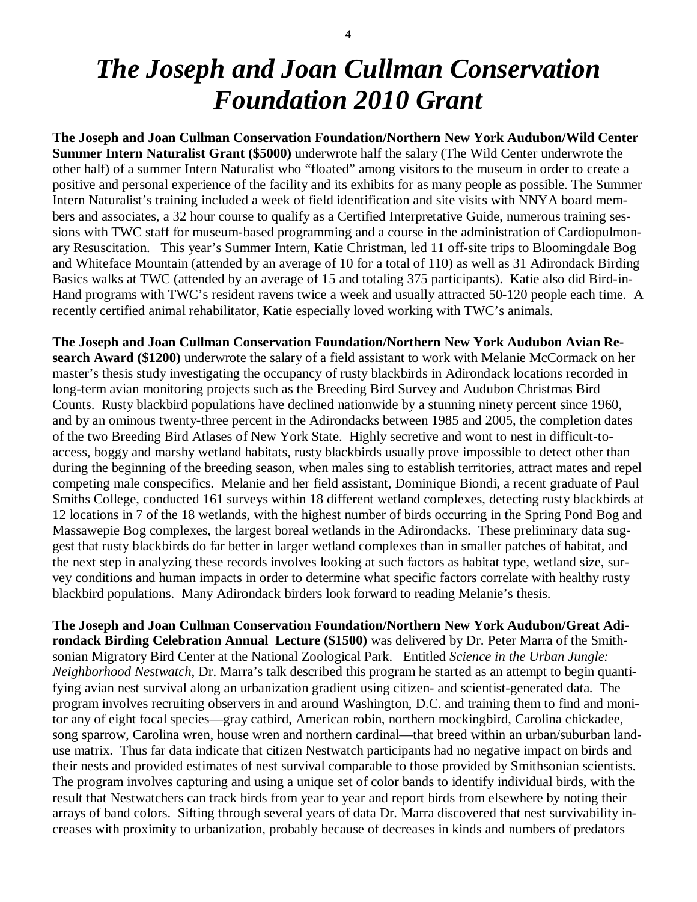# *The Joseph and Joan Cullman Conservation Foundation 2010 Grant*

**The Joseph and Joan Cullman Conservation Foundation/Northern New York Audubon/Wild Center Summer Intern Naturalist Grant ($5000)** underwrote half the salary (The Wild Center underwrote the other half) of a summer Intern Naturalist who "floated" among visitors to the museum in order to create a positive and personal experience of the facility and its exhibits for as many people as possible. The Summer Intern Naturalist's training included a week of field identification and site visits with NNYA board members and associates, a 32 hour course to qualify as a Certified Interpretative Guide, numerous training sessions with TWC staff for museum-based programming and a course in the administration of Cardiopulmonary Resuscitation. This year's Summer Intern, Katie Christman, led 11 off-site trips to Bloomingdale Bog and Whiteface Mountain (attended by an average of 10 for a total of 110) as well as 31 Adirondack Birding Basics walks at TWC (attended by an average of 15 and totaling 375 participants). Katie also did Bird-in-Hand programs with TWC's resident ravens twice a week and usually attracted 50-120 people each time. A recently certified animal rehabilitator, Katie especially loved working with TWC's animals.

**The Joseph and Joan Cullman Conservation Foundation/Northern New York Audubon Avian Research Award ($1200)** underwrote the salary of a field assistant to work with Melanie McCormack on her master's thesis study investigating the occupancy of rusty blackbirds in Adirondack locations recorded in long-term avian monitoring projects such as the Breeding Bird Survey and Audubon Christmas Bird Counts. Rusty blackbird populations have declined nationwide by a stunning ninety percent since 1960, and by an ominous twenty-three percent in the Adirondacks between 1985 and 2005, the completion dates of the two Breeding Bird Atlases of New York State. Highly secretive and wont to nest in difficult-to-access, boggy and marshy wetland habitats, rusty blackbirds usually prove impossible to detect other than during the beginning of the breeding season, when males sing to establish territories, attract mates and repel competing male conspecifics. Melanie and her field assistant, Dominique Biondi, a recent graduate of Paul Smiths College, conducted 161 surveys within 18 different wetland complexes, detecting rusty blackbirds at 12 locations in 7 of the 18 wetlands, with the highest number of birds occurring in the Spring Pond Bog and Massawepie Bog complexes, the largest boreal wetlands in the Adirondacks. These preliminary data suggest that rusty blackbirds do far better in larger wetland complexes than in smaller patches of habitat, and the next step in analyzing these records involves looking at such factors as habitat type, wetland size, survey conditions and human impacts in order to determine what specific factors correlate with healthy rusty blackbird populations. Many Adirondack birders look forward to reading Melanie's thesis.

**The Joseph and Joan Cullman Conservation Foundation/Northern New York Audubon/Great Adirondack Birding Celebration Annual Lecture ($1500)** was delivered by Dr. Peter Marra of the Smithsonian Migratory Bird Center at the National Zoological Park. Entitled *Science in the Urban Jungle: Neighborhood Nestwatch*, Dr. Marra's talk described this program he started as an attempt to begin quantifying avian nest survival along an urbanization gradient using citizen- and scientist-generated data. The program involves recruiting observers in and around Washington, D.C. and training them to find and monitor any of eight focal species—gray catbird, American robin, northern mockingbird, Carolina chickadee, song sparrow, Carolina wren, house wren and northern cardinal—that breed within an urban/suburban land-use matrix. Thus far data indicate that citizen Nestwatch participants had no negative impact on birds and their nests and provided estimates of nest survival comparable to those provided by Smithsonian scientists. The program involves capturing and using a unique set of color bands to identify individual birds, with the result that Nestwatchers can track birds from year to year and report birds from elsewhere by noting their arrays of band colors. Sifting through several years of data Dr. Marra discovered that nest survivability increases with proximity to urbanization, probably because of decreases in kinds and numbers of predators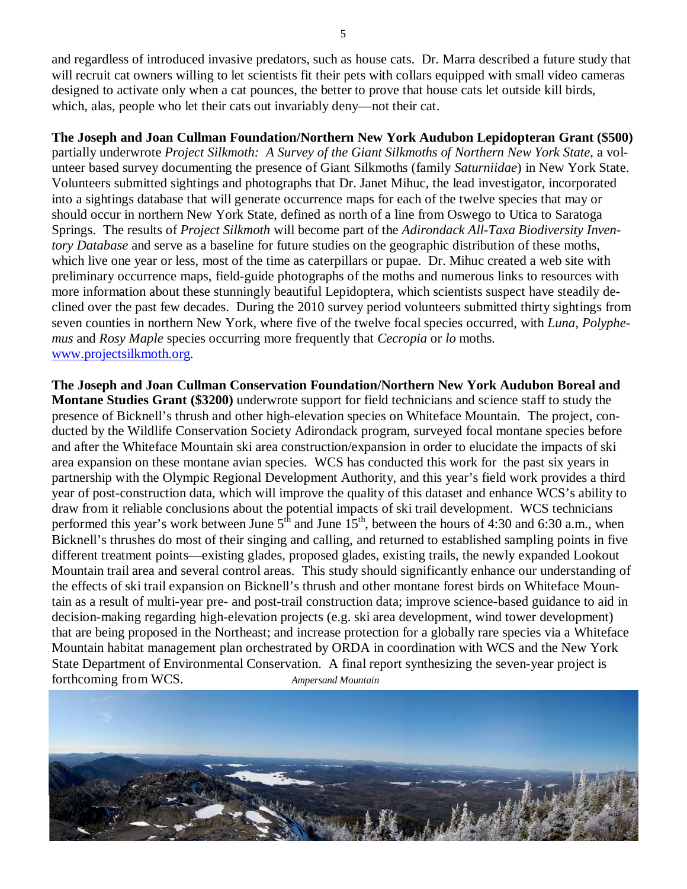and regardless of introduced invasive predators, such as house cats. Dr. Marra described a future study that will recruit cat owners willing to let scientists fit their pets with collars equipped with small video cameras designed to activate only when a cat pounces, the better to prove that house cats let outside kill birds, which, alas, people who let their cats out invariably deny—not their cat.

**The Joseph and Joan Cullman Foundation/Northern New York Audubon Lepidopteran Grant ($500)** partially underwrote *Project Silkmoth: A Survey of the Giant Silkmoths of Northern New York State*, a volunteer based survey documenting the presence of Giant Silkmoths (family *Saturniidae*) in New York State. Volunteers submitted sightings and photographs that Dr. Janet Mihuc, the lead investigator, incorporated into a sightings database that will generate occurrence maps for each of the twelve species that may or should occur in northern New York State, defined as north of a line from Oswego to Utica to Saratoga Springs. The results of *Project Silkmoth* will become part of the *Adirondack All-Taxa Biodiversity Inventory Database* and serve as a baseline for future studies on the geographic distribution of these moths, which live one year or less, most of the time as caterpillars or pupae. Dr. Mihuc created a web site with preliminary occurrence maps, field-guide photographs of the moths and numerous links to resources with more information about these stunningly beautiful Lepidoptera, which scientists suspect have steadily declined over the past few decades. During the 2010 survey period volunteers submitted thirty sightings from seven counties in northern New York, where five of the twelve focal species occurred, with *Luna*, *Polyphemus* and *Rosy Maple* species occurring more frequently that *Cecropia* or *lo* moths. [www.projectsilkmoth.org](www.projectsilkmoth.org).

**The Joseph and Joan Cullman Conservation Foundation/Northern New York Audubon Boreal and Montane Studies Grant ($3200)** underwrote support for field technicians and science staff to study the presence of Bicknell's thrush and other high-elevation species on Whiteface Mountain. The project, conducted by the Wildlife Conservation Society Adirondack program, surveyed focal montane species before and after the Whiteface Mountain ski area construction/expansion in order to elucidate the impacts of ski area expansion on these montane avian species. WCS has conducted this work for the past six years in partnership with the Olympic Regional Development Authority, and this year's field work provides a third year of post-construction data, which will improve the quality of this dataset and enhance WCS's ability to draw from it reliable conclusions about the potential impacts of ski trail development. WCS technicians performed this year's work between June 5th and June 15th, between the hours of 4:30 and 6:30 a.m., when Bicknell's thrushes do most of their singing and calling, and returned to established sampling points in five different treatment points—existing glades, proposed glades, existing trails, the newly expanded Lookout Mountain trail area and several control areas. This study should significantly enhance our understanding of the effects of ski trail expansion on Bicknell's thrush and other montane forest birds on Whiteface Mountain as a result of multi-year pre- and post-trail construction data; improve science-based guidance to aid in decision-making regarding high-elevation projects (e.g. ski area development, wind tower development) that are being proposed in the Northeast; and increase protection for a globally rare species via a Whiteface Mountain habitat management plan orchestrated by ORDA in coordination with WCS and the New York State Department of Environmental Conservation. A final report synthesizing the seven-year project is forthcoming from WCS.

*Ampersand Mountain*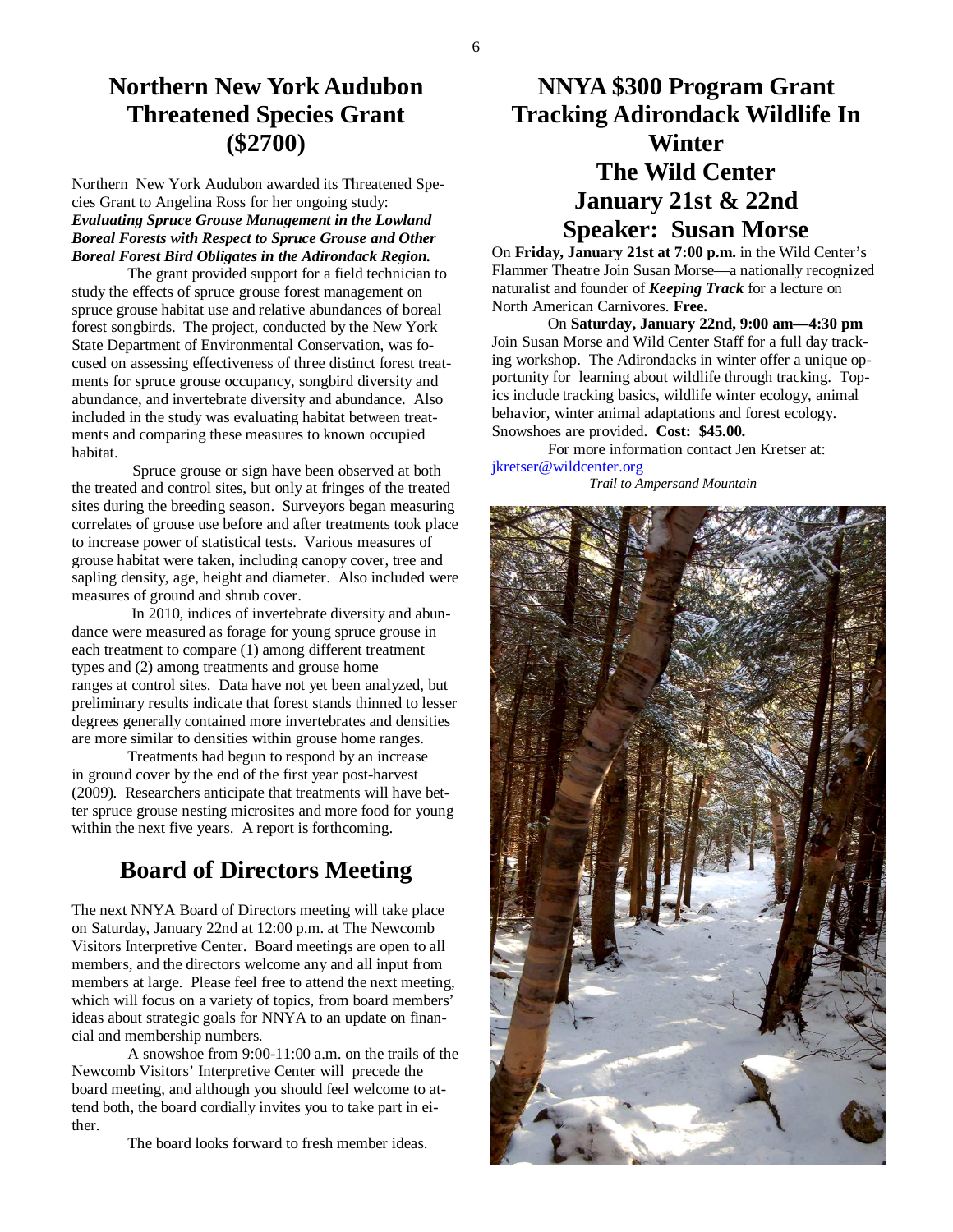## Northern New York Audubon Threatened Species Grant ($2700)

Northern New York Audubon awarded its Threatened Species Grant to Angelina Ross for her ongoing study: ***Evaluating Spruce Grouse Management in the Lowland Boreal Forests with Respect to Spruce Grouse and Other Boreal Forest Bird Obligates in the Adirondack Region.***

The grant provided support for a field technician to study the effects of spruce grouse forest management on spruce grouse habitat use and relative abundances of boreal forest songbirds. The project, conducted by the New York State Department of Environmental Conservation, was focused on assessing effectiveness of three distinct forest treatments for spruce grouse occupancy, songbird diversity and abundance, and invertebrate diversity and abundance. Also included in the study was evaluating habitat between treatments and comparing these measures to known occupied habitat.

Spruce grouse or sign have been observed at both the treated and control sites, but only at fringes of the treated sites during the breeding season. Surveyors began measuring correlates of grouse use before and after treatments took place to increase power of statistical tests. Various measures of grouse habitat were taken, including canopy cover, tree and sapling density, age, height and diameter. Also included were measures of ground and shrub cover.

In 2010, indices of invertebrate diversity and abundance were measured as forage for young spruce grouse in each treatment to compare (1) among different treatment types and (2) among treatments and grouse home ranges at control sites. Data have not yet been analyzed, but preliminary results indicate that forest stands thinned to lesser degrees generally contained more invertebrates and densities are more similar to densities within grouse home ranges.

Treatments had begun to respond by an increase in ground cover by the end of the first year post-harvest (2009). Researchers anticipate that treatments will have better spruce grouse nesting microsites and more food for young within the next five years. A report is forthcoming.

## Board of Directors Meeting

The next NNYA Board of Directors meeting will take place on Saturday, January 22nd at 12:00 p.m. at The Newcomb Visitors Interpretive Center. Board meetings are open to all members, and the directors welcome any and all input from members at large. Please feel free to attend the next meeting, which will focus on a variety of topics, from board members' ideas about strategic goals for NNYA to an update on financial and membership numbers.

A snowshoe from 9:00-11:00 a.m. on the trails of the Newcomb Visitors' Interpretive Center will precede the board meeting, and although you should feel welcome to attend both, the board cordially invites you to take part in either.

The board looks forward to fresh member ideas.

## NNYA $300 Program Grant Tracking Adirondack Wildlife In Winter The Wild Center January 21st & 22nd Speaker: Susan Morse

On **Friday, January 21st at 7:00 p.m.** in the Wild Center's Flammer Theatre Join Susan Morse—a nationally recognized naturalist and founder of ***Keeping Track*** for a lecture on North American Carnivores. **Free.**

On **Saturday, January 22nd, 9:00 am—4:30 pm** Join Susan Morse and Wild Center Staff for a full day tracking workshop. The Adirondacks in winter offer a unique opportunity for learning about wildlife through tracking. Topics include tracking basics, wildlife winter ecology, animal behavior, winter animal adaptations and forest ecology. Snowshoes are provided. **Cost: $45.00.**

For more information contact Jen Kretser at: jkretser@wildcenter.org

*Trail to Ampersand Mountain*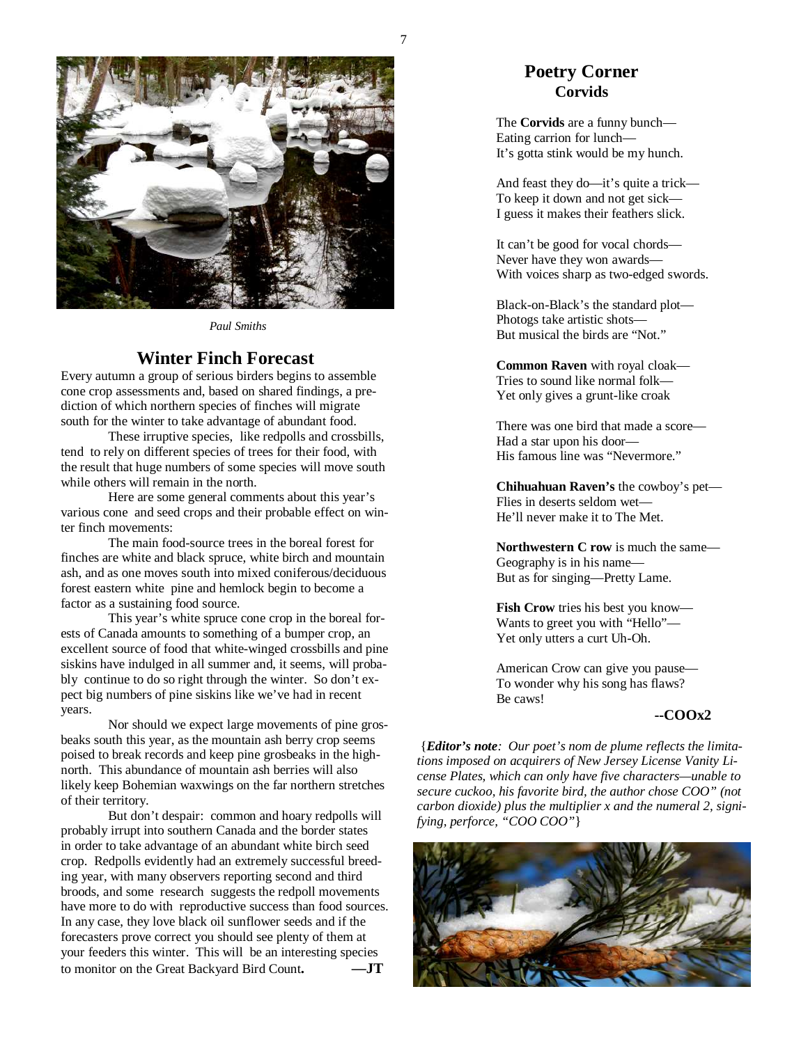*Paul Smiths*

## Winter Finch Forecast

Every autumn a group of serious birders begins to assemble cone crop assessments and, based on shared findings, a prediction of which northern species of finches will migrate south for the winter to take advantage of abundant food.

These irruptive species, like redpolls and crossbills, tend to rely on different species of trees for their food, with the result that huge numbers of some species will move south while others will remain in the north.

Here are some general comments about this year's various cone and seed crops and their probable effect on winter finch movements:

The main food-source trees in the boreal forest for finches are white and black spruce, white birch and mountain ash, and as one moves south into mixed coniferous/deciduous forest eastern white pine and hemlock begin to become a factor as a sustaining food source.

This year's white spruce cone crop in the boreal forests of Canada amounts to something of a bumper crop, an excellent source of food that white-winged crossbills and pine siskins have indulged in all summer and, it seems, will probably continue to do so right through the winter. So don't expect big numbers of pine siskins like we've had in recent years.

Nor should we expect large movements of pine grosbeaks south this year, as the mountain ash berry crop seems poised to break records and keep pine grosbeaks in the high-north. This abundance of mountain ash berries will also likely keep Bohemian waxwings on the far northern stretches of their territory.

But don't despair: common and hoary redpolls will probably irrupt into southern Canada and the border states in order to take advantage of an abundant white birch seed crop. Redpolls evidently had an extremely successful breeding year, with many observers reporting second and third broods, and some research suggests the redpoll movements have more to do with reproductive success than food sources. In any case, they love black oil sunflower seeds and if the forecasters prove correct you should see plenty of them at your feeders this winter. This will be an interesting species to monitor on the Great Backyard Bird Count**.** **—JT**

## Poetry Corner
### Corvids

The **Corvids** are a funny bunch—
Eating carrion for lunch—
It's gotta stink would be my hunch.

And feast they do—it's quite a trick—
To keep it down and not get sick—
I guess it makes their feathers slick.

It can't be good for vocal chords—
Never have they won awards—
With voices sharp as two-edged swords.

Black-on-Black's the standard plot—
Photogs take artistic shots—
But musical the birds are "Not."

**Common Raven** with royal cloak—
Tries to sound like normal folk—
Yet only gives a grunt-like croak

There was one bird that made a score—
Had a star upon his door—
His famous line was "Nevermore."

**Chihuahuan Raven's** the cowboy's pet—
Flies in deserts seldom wet—
He'll never make it to The Met.

**Northwestern C row** is much the same—
Geography is in his name—
But as for singing—Pretty Lame.

**Fish Crow** tries his best you know—
Wants to greet you with "Hello"—
Yet only utters a curt Uh-Oh.

American Crow can give you pause—
To wonder why his song has flaws?
Be caws!

**--COOx2**

{***Editor's note****: Our poet's nom de plume reflects the limitations imposed on acquirers of New Jersey License Vanity License Plates, which can only have five characters—unable to secure cuckoo, his favorite bird, the author chose COO" (not carbon dioxide) plus the multiplier x and the numeral 2, signifying, perforce, "COO COO"*}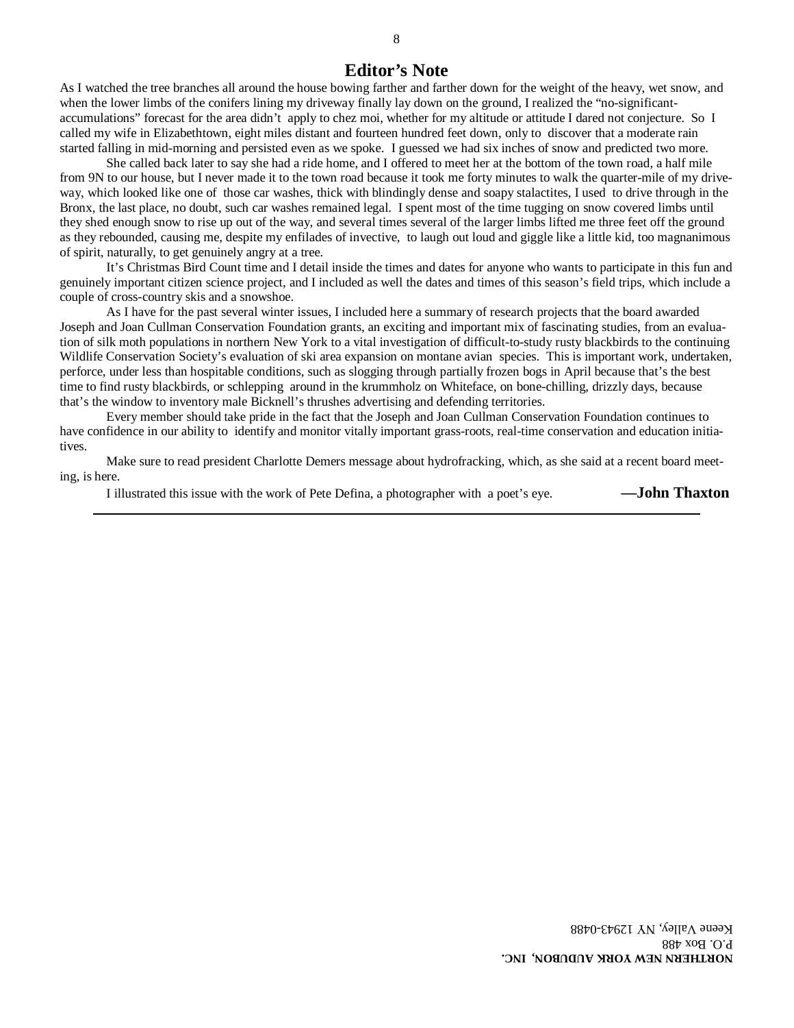## Editor's Note

As I watched the tree branches all around the house bowing farther and farther down for the weight of the heavy, wet snow, and when the lower limbs of the conifers lining my driveway finally lay down on the ground, I realized the "no-significant-accumulations" forecast for the area didn't apply to chez moi, whether for my altitude or attitude I dared not conjecture. So I called my wife in Elizabethtown, eight miles distant and fourteen hundred feet down, only to discover that a moderate rain started falling in mid-morning and persisted even as we spoke. I guessed we had six inches of snow and predicted two more.

She called back later to say she had a ride home, and I offered to meet her at the bottom of the town road, a half mile from 9N to our house, but I never made it to the town road because it took me forty minutes to walk the quarter-mile of my driveway, which looked like one of those car washes, thick with blindingly dense and soapy stalactites, I used to drive through in the Bronx, the last place, no doubt, such car washes remained legal. I spent most of the time tugging on snow covered limbs until they shed enough snow to rise up out of the way, and several times several of the larger limbs lifted me three feet off the ground as they rebounded, causing me, despite my enfilades of invective, to laugh out loud and giggle like a little kid, too magnanimous of spirit, naturally, to get genuinely angry at a tree.

It's Christmas Bird Count time and I detail inside the times and dates for anyone who wants to participate in this fun and genuinely important citizen science project, and I included as well the dates and times of this season's field trips, which include a couple of cross-country skis and a snowshoe.

As I have for the past several winter issues, I included here a summary of research projects that the board awarded Joseph and Joan Cullman Conservation Foundation grants, an exciting and important mix of fascinating studies, from an evaluation of silk moth populations in northern New York to a vital investigation of difficult-to-study rusty blackbirds to the continuing Wildlife Conservation Society's evaluation of ski area expansion on montane avian species. This is important work, undertaken, perforce, under less than hospitable conditions, such as slogging through partially frozen bogs in April because that's the best time to find rusty blackbirds, or schlepping around in the krummholz on Whiteface, on bone-chilling, drizzly days, because that's the window to inventory male Bicknell's thrushes advertising and defending territories.

Every member should take pride in the fact that the Joseph and Joan Cullman Conservation Foundation continues to have confidence in our ability to identify and monitor vitally important grass-roots, real-time conservation and education initiatives.

Make sure to read president Charlotte Demers message about hydrofracking, which, as she said at a recent board meeting, is here.

I illustrated this issue with the work of Pete Defina, a photographer with a poet's eye.

**—John Thaxton**

---

**NORTHERN NEW YORK AUDUBON, INC.**
P.O. Box 488
Keene Valley, NY 12943-0488